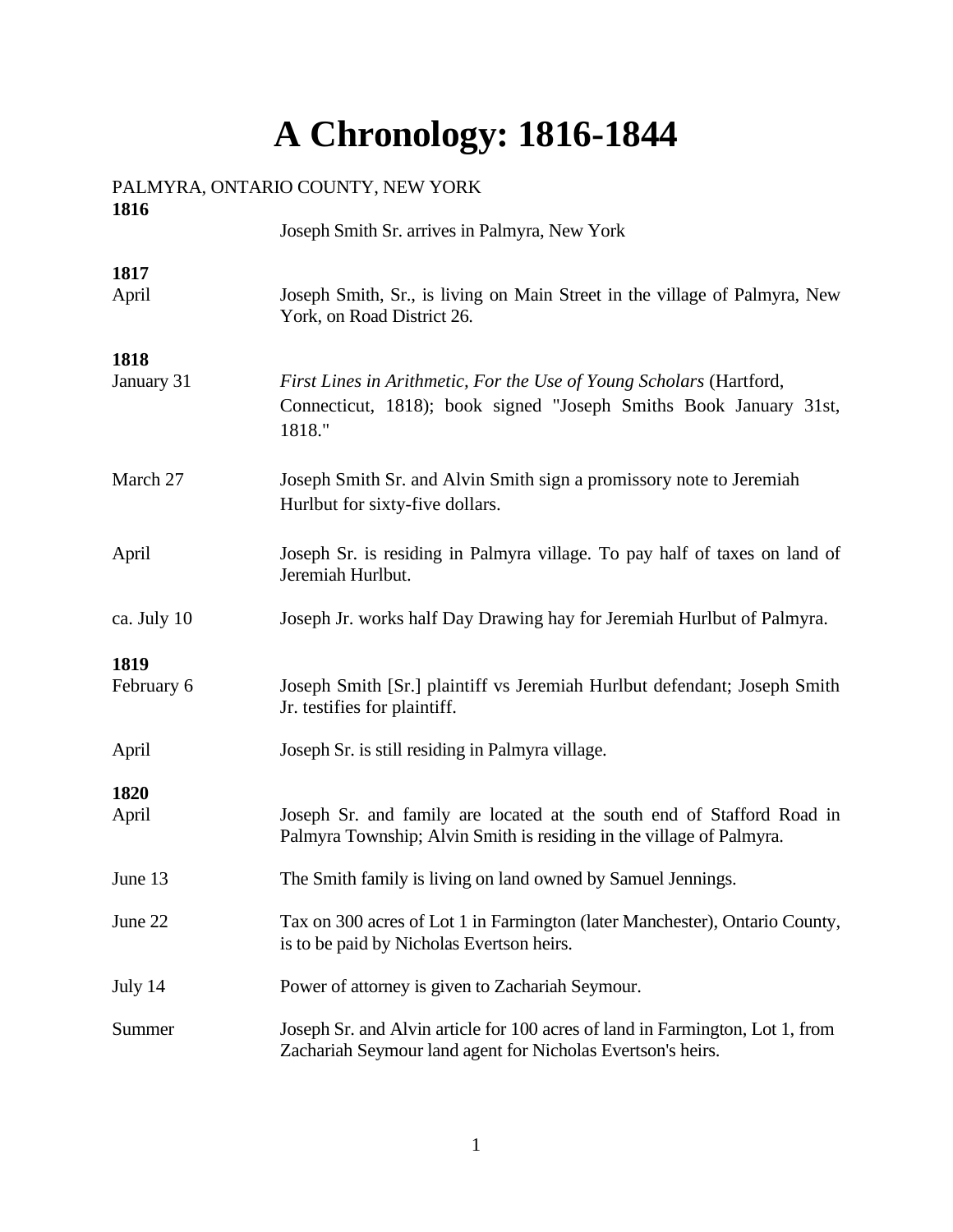# A Chronology: 1816-1844

PALMYRA, ONTARIO COUNTY, NEW YORK

**1816**

| | |
|---|---|
| | Joseph Smith Sr. arrives in Palmyra, New York |

**1817**

| | |
|---|---|
| April | Joseph Smith, Sr., is living on Main Street in the village of Palmyra, New York, on Road District 26. |

**1818**

| | |
|---|---|
| January 31 | *First Lines in Arithmetic, For the Use of Young Scholars* (Hartford, Connecticut, 1818); book signed "Joseph Smiths Book January 31st, 1818." |
| March 27 | Joseph Smith Sr. and Alvin Smith sign a promissory note to Jeremiah Hurlbut for sixty-five dollars. |
| April | Joseph Sr. is residing in Palmyra village. To pay half of taxes on land of Jeremiah Hurlbut. |
| ca. July 10 | Joseph Jr. works half Day Drawing hay for Jeremiah Hurlbut of Palmyra. |

**1819**

| | |
|---|---|
| February 6 | Joseph Smith [Sr.] plaintiff vs Jeremiah Hurlbut defendant; Joseph Smith Jr. testifies for plaintiff. |
| April | Joseph Sr. is still residing in Palmyra village. |

**1820**

| | |
|---|---|
| April | Joseph Sr. and family are located at the south end of Stafford Road in Palmyra Township; Alvin Smith is residing in the village of Palmyra. |
| June 13 | The Smith family is living on land owned by Samuel Jennings. |
| June 22 | Tax on 300 acres of Lot 1 in Farmington (later Manchester), Ontario County, is to be paid by Nicholas Evertson heirs. |
| July 14 | Power of attorney is given to Zachariah Seymour. |
| Summer | Joseph Sr. and Alvin article for 100 acres of land in Farmington, Lot 1, from Zachariah Seymour land agent for Nicholas Evertson's heirs. |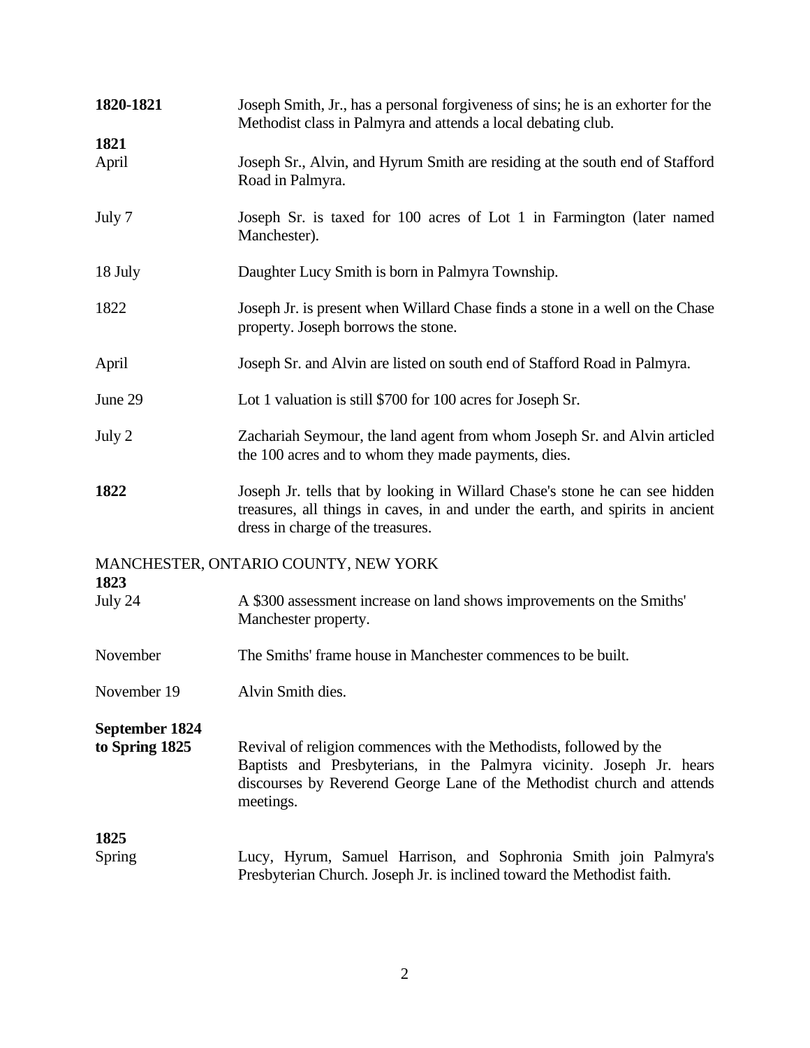**1820-1821** Joseph Smith, Jr., has a personal forgiveness of sins; he is an exhorter for the Methodist class in Palmyra and attends a local debating club.

**1821**

April Joseph Sr., Alvin, and Hyrum Smith are residing at the south end of Stafford Road in Palmyra.

July 7 Joseph Sr. is taxed for 100 acres of Lot 1 in Farmington (later named Manchester).

18 July Daughter Lucy Smith is born in Palmyra Township.

1822 Joseph Jr. is present when Willard Chase finds a stone in a well on the Chase property. Joseph borrows the stone.

April Joseph Sr. and Alvin are listed on south end of Stafford Road in Palmyra.

June 29 Lot 1 valuation is still $700 for 100 acres for Joseph Sr.

July 2 Zachariah Seymour, the land agent from whom Joseph Sr. and Alvin articled the 100 acres and to whom they made payments, dies.

**1822** Joseph Jr. tells that by looking in Willard Chase's stone he can see hidden treasures, all things in caves, in and under the earth, and spirits in ancient dress in charge of the treasures.

MANCHESTER, ONTARIO COUNTY, NEW YORK

**1823**

July 24 A $300 assessment increase on land shows improvements on the Smiths' Manchester property.

November The Smiths' frame house in Manchester commences to be built.

November 19 Alvin Smith dies.

**September 1824 to Spring 1825** Revival of religion commences with the Methodists, followed by the Baptists and Presbyterians, in the Palmyra vicinity. Joseph Jr. hears discourses by Reverend George Lane of the Methodist church and attends meetings.

**1825**

Spring Lucy, Hyrum, Samuel Harrison, and Sophronia Smith join Palmyra's Presbyterian Church. Joseph Jr. is inclined toward the Methodist faith.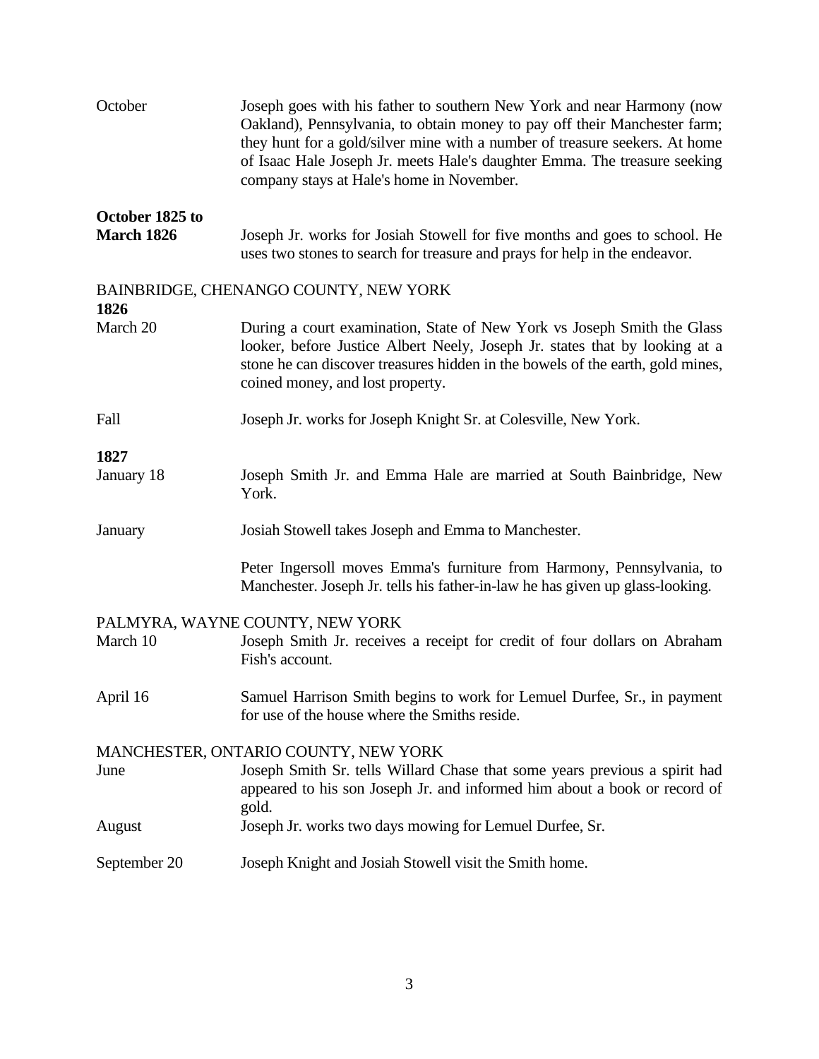October — Joseph goes with his father to southern New York and near Harmony (now Oakland), Pennsylvania, to obtain money to pay off their Manchester farm; they hunt for a gold/silver mine with a number of treasure seekers. At home of Isaac Hale Joseph Jr. meets Hale's daughter Emma. The treasure seeking company stays at Hale's home in November.

**October 1825 to March 1826** — Joseph Jr. works for Josiah Stowell for five months and goes to school. He uses two stones to search for treasure and prays for help in the endeavor.

BAINBRIDGE, CHENANGO COUNTY, NEW YORK

**1826**

March 20 — During a court examination, State of New York vs Joseph Smith the Glass looker, before Justice Albert Neely, Joseph Jr. states that by looking at a stone he can discover treasures hidden in the bowels of the earth, gold mines, coined money, and lost property.

Fall — Joseph Jr. works for Joseph Knight Sr. at Colesville, New York.

**1827**

January 18 — Joseph Smith Jr. and Emma Hale are married at South Bainbridge, New York.

January — Josiah Stowell takes Joseph and Emma to Manchester.

Peter Ingersoll moves Emma's furniture from Harmony, Pennsylvania, to Manchester. Joseph Jr. tells his father-in-law he has given up glass-looking.

PALMYRA, WAYNE COUNTY, NEW YORK

March 10 — Joseph Smith Jr. receives a receipt for credit of four dollars on Abraham Fish's account.

April 16 — Samuel Harrison Smith begins to work for Lemuel Durfee, Sr., in payment for use of the house where the Smiths reside.

MANCHESTER, ONTARIO COUNTY, NEW YORK

June — Joseph Smith Sr. tells Willard Chase that some years previous a spirit had appeared to his son Joseph Jr. and informed him about a book or record of gold.

August — Joseph Jr. works two days mowing for Lemuel Durfee, Sr.

September 20 — Joseph Knight and Josiah Stowell visit the Smith home.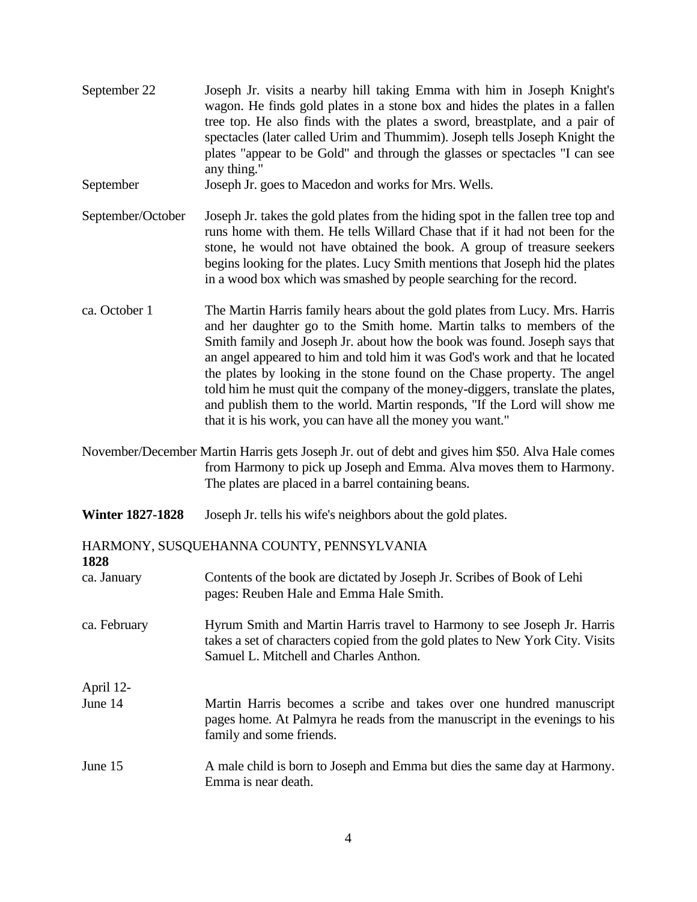| | |
|---|---|
| September 22 | Joseph Jr. visits a nearby hill taking Emma with him in Joseph Knight's wagon. He finds gold plates in a stone box and hides the plates in a fallen tree top. He also finds with the plates a sword, breastplate, and a pair of spectacles (later called Urim and Thummim). Joseph tells Joseph Knight the plates "appear to be Gold" and through the glasses or spectacles "I can see any thing." |
| September | Joseph Jr. goes to Macedon and works for Mrs. Wells. |
| September/October | Joseph Jr. takes the gold plates from the hiding spot in the fallen tree top and runs home with them. He tells Willard Chase that if it had not been for the stone, he would not have obtained the book. A group of treasure seekers begins looking for the plates. Lucy Smith mentions that Joseph hid the plates in a wood box which was smashed by people searching for the record. |
| ca. October 1 | The Martin Harris family hears about the gold plates from Lucy. Mrs. Harris and her daughter go to the Smith home. Martin talks to members of the Smith family and Joseph Jr. about how the book was found. Joseph says that an angel appeared to him and told him it was God's work and that he located the plates by looking in the stone found on the Chase property. The angel told him he must quit the company of the money-diggers, translate the plates, and publish them to the world. Martin responds, "If the Lord will show me that it is his work, you can have all the money you want." |
| November/December | Martin Harris gets Joseph Jr. out of debt and gives him $50. Alva Hale comes from Harmony to pick up Joseph and Emma. Alva moves them to Harmony. The plates are placed in a barrel containing beans. |
| **Winter 1827-1828** | Joseph Jr. tells his wife's neighbors about the gold plates. |

HARMONY, SUSQUEHANNA COUNTY, PENNSYLVANIA

**1828**

| | |
|---|---|
| ca. January | Contents of the book are dictated by Joseph Jr. Scribes of Book of Lehi pages: Reuben Hale and Emma Hale Smith. |
| ca. February | Hyrum Smith and Martin Harris travel to Harmony to see Joseph Jr. Harris takes a set of characters copied from the gold plates to New York City. Visits Samuel L. Mitchell and Charles Anthon. |
| April 12-June 14 | Martin Harris becomes a scribe and takes over one hundred manuscript pages home. At Palmyra he reads from the manuscript in the evenings to his family and some friends. |
| June 15 | A male child is born to Joseph and Emma but dies the same day at Harmony. Emma is near death. |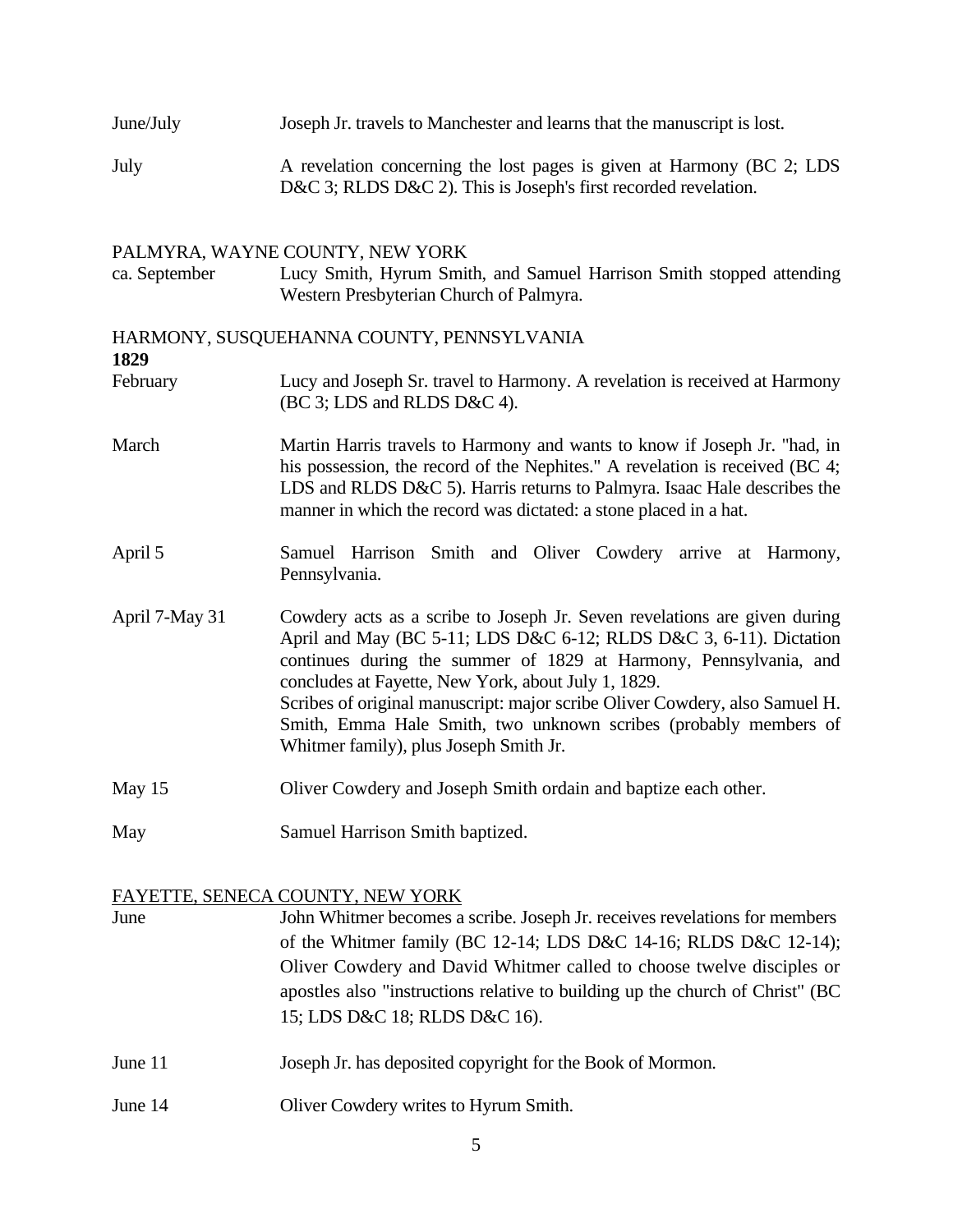| | |
|---|---|
| June/July | Joseph Jr. travels to Manchester and learns that the manuscript is lost. |
| July | A revelation concerning the lost pages is given at Harmony (BC 2; LDS D&C 3; RLDS D&C 2). This is Joseph's first recorded revelation. |

PALMYRA, WAYNE COUNTY, NEW YORK

| | |
|---|---|
| ca. September | Lucy Smith, Hyrum Smith, and Samuel Harrison Smith stopped attending Western Presbyterian Church of Palmyra. |

HARMONY, SUSQUEHANNA COUNTY, PENNSYLVANIA

**1829**

| | |
|---|---|
| February | Lucy and Joseph Sr. travel to Harmony. A revelation is received at Harmony (BC 3; LDS and RLDS D&C 4). |
| March | Martin Harris travels to Harmony and wants to know if Joseph Jr. "had, in his possession, the record of the Nephites." A revelation is received (BC 4; LDS and RLDS D&C 5). Harris returns to Palmyra. Isaac Hale describes the manner in which the record was dictated: a stone placed in a hat. |
| April 5 | Samuel Harrison Smith and Oliver Cowdery arrive at Harmony, Pennsylvania. |
| April 7-May 31 | Cowdery acts as a scribe to Joseph Jr. Seven revelations are given during April and May (BC 5-11; LDS D&C 6-12; RLDS D&C 3, 6-11). Dictation continues during the summer of 1829 at Harmony, Pennsylvania, and concludes at Fayette, New York, about July 1, 1829. Scribes of original manuscript: major scribe Oliver Cowdery, also Samuel H. Smith, Emma Hale Smith, two unknown scribes (probably members of Whitmer family), plus Joseph Smith Jr. |
| May 15 | Oliver Cowdery and Joseph Smith ordain and baptize each other. |
| May | Samuel Harrison Smith baptized. |

<u>FAYETTE, SENECA COUNTY, NEW YORK</u>

| | |
|---|---|
| June | John Whitmer becomes a scribe. Joseph Jr. receives revelations for members of the Whitmer family (BC 12-14; LDS D&C 14-16; RLDS D&C 12-14); Oliver Cowdery and David Whitmer called to choose twelve disciples or apostles also "instructions relative to building up the church of Christ" (BC 15; LDS D&C 18; RLDS D&C 16). |
| June 11 | Joseph Jr. has deposited copyright for the Book of Mormon. |
| June 14 | Oliver Cowdery writes to Hyrum Smith. |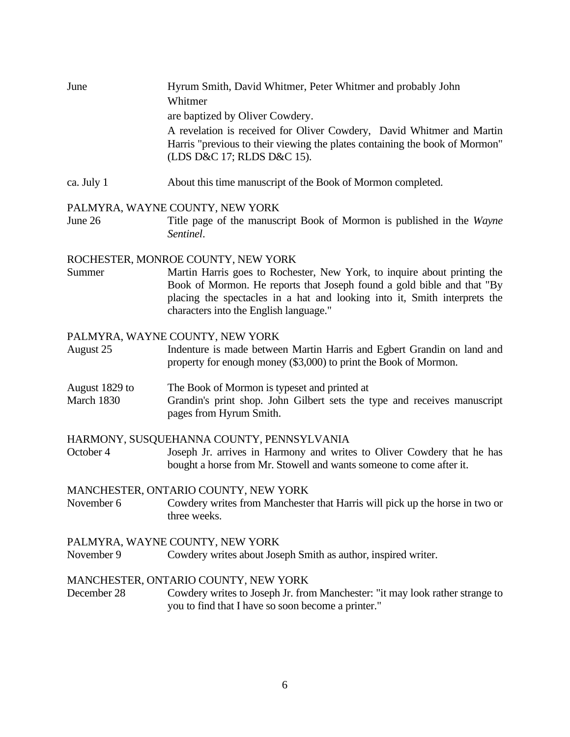June — Hyrum Smith, David Whitmer, Peter Whitmer and probably John Whitmer are baptized by Oliver Cowdery.

A revelation is received for Oliver Cowdery, David Whitmer and Martin Harris "previous to their viewing the plates containing the book of Mormon" (LDS D&C 17; RLDS D&C 15).

ca. July 1 — About this time manuscript of the Book of Mormon completed.

PALMYRA, WAYNE COUNTY, NEW YORK

June 26 — Title page of the manuscript Book of Mormon is published in the *Wayne Sentinel*.

ROCHESTER, MONROE COUNTY, NEW YORK

Summer — Martin Harris goes to Rochester, New York, to inquire about printing the Book of Mormon. He reports that Joseph found a gold bible and that "By placing the spectacles in a hat and looking into it, Smith interprets the characters into the English language."

PALMYRA, WAYNE COUNTY, NEW YORK

August 25 — Indenture is made between Martin Harris and Egbert Grandin on land and property for enough money ($3,000) to print the Book of Mormon.

August 1829 to March 1830 — The Book of Mormon is typeset and printed at Grandin's print shop. John Gilbert sets the type and receives manuscript pages from Hyrum Smith.

HARMONY, SUSQUEHANNA COUNTY, PENNSYLVANIA

October 4 — Joseph Jr. arrives in Harmony and writes to Oliver Cowdery that he has bought a horse from Mr. Stowell and wants someone to come after it.

MANCHESTER, ONTARIO COUNTY, NEW YORK

November 6 — Cowdery writes from Manchester that Harris will pick up the horse in two or three weeks.

PALMYRA, WAYNE COUNTY, NEW YORK

November 9 — Cowdery writes about Joseph Smith as author, inspired writer.

MANCHESTER, ONTARIO COUNTY, NEW YORK

December 28 — Cowdery writes to Joseph Jr. from Manchester: "it may look rather strange to you to find that I have so soon become a printer."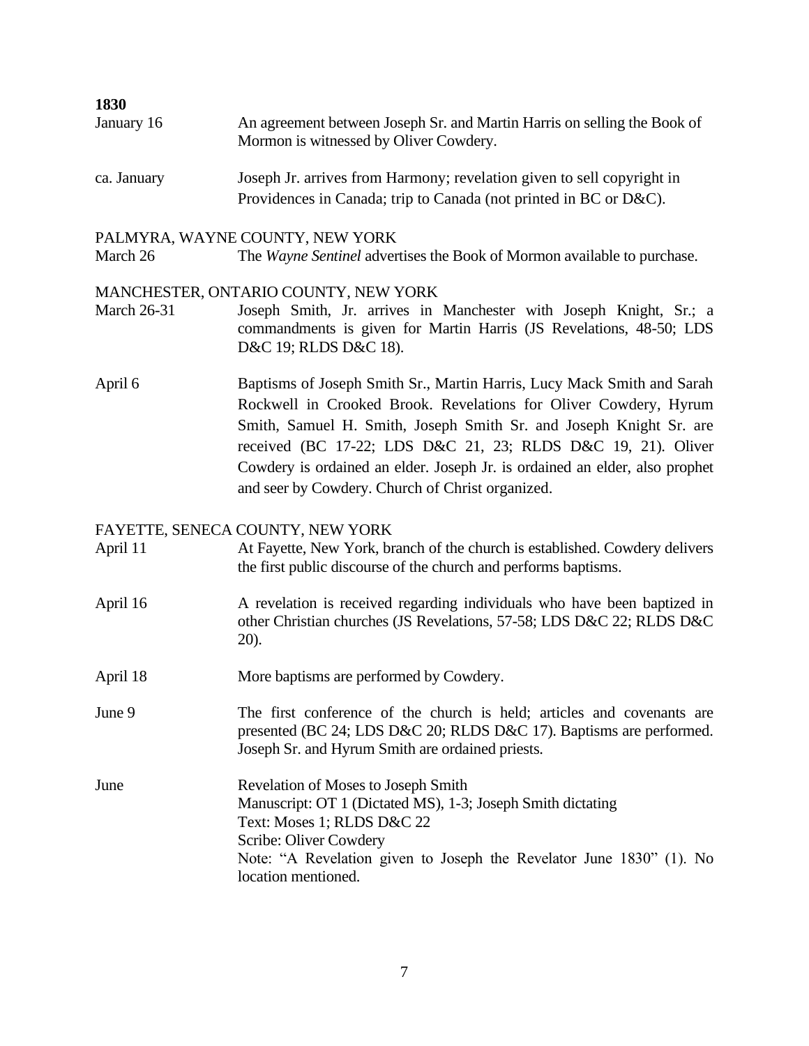**1830**

| | |
|---|---|
| January 16 | An agreement between Joseph Sr. and Martin Harris on selling the Book of Mormon is witnessed by Oliver Cowdery. |
| ca. January | Joseph Jr. arrives from Harmony; revelation given to sell copyright in Providences in Canada; trip to Canada (not printed in BC or D&C). |

PALMYRA, WAYNE COUNTY, NEW YORK

| | |
|---|---|
| March 26 | The *Wayne Sentinel* advertises the Book of Mormon available to purchase. |

MANCHESTER, ONTARIO COUNTY, NEW YORK

| | |
|---|---|
| March 26-31 | Joseph Smith, Jr. arrives in Manchester with Joseph Knight, Sr.; a commandments is given for Martin Harris (JS Revelations, 48-50; LDS D&C 19; RLDS D&C 18). |
| April 6 | Baptisms of Joseph Smith Sr., Martin Harris, Lucy Mack Smith and Sarah Rockwell in Crooked Brook. Revelations for Oliver Cowdery, Hyrum Smith, Samuel H. Smith, Joseph Smith Sr. and Joseph Knight Sr. are received (BC 17-22; LDS D&C 21, 23; RLDS D&C 19, 21). Oliver Cowdery is ordained an elder. Joseph Jr. is ordained an elder, also prophet and seer by Cowdery. Church of Christ organized. |

FAYETTE, SENECA COUNTY, NEW YORK

| | |
|---|---|
| April 11 | At Fayette, New York, branch of the church is established. Cowdery delivers the first public discourse of the church and performs baptisms. |
| April 16 | A revelation is received regarding individuals who have been baptized in other Christian churches (JS Revelations, 57-58; LDS D&C 22; RLDS D&C 20). |
| April 18 | More baptisms are performed by Cowdery. |
| June 9 | The first conference of the church is held; articles and covenants are presented (BC 24; LDS D&C 20; RLDS D&C 17). Baptisms are performed. Joseph Sr. and Hyrum Smith are ordained priests. |
| June | Revelation of Moses to Joseph Smith<br>Manuscript: OT 1 (Dictated MS), 1-3; Joseph Smith dictating<br>Text: Moses 1; RLDS D&C 22<br>Scribe: Oliver Cowdery<br>Note: "A Revelation given to Joseph the Revelator June 1830" (1). No location mentioned. |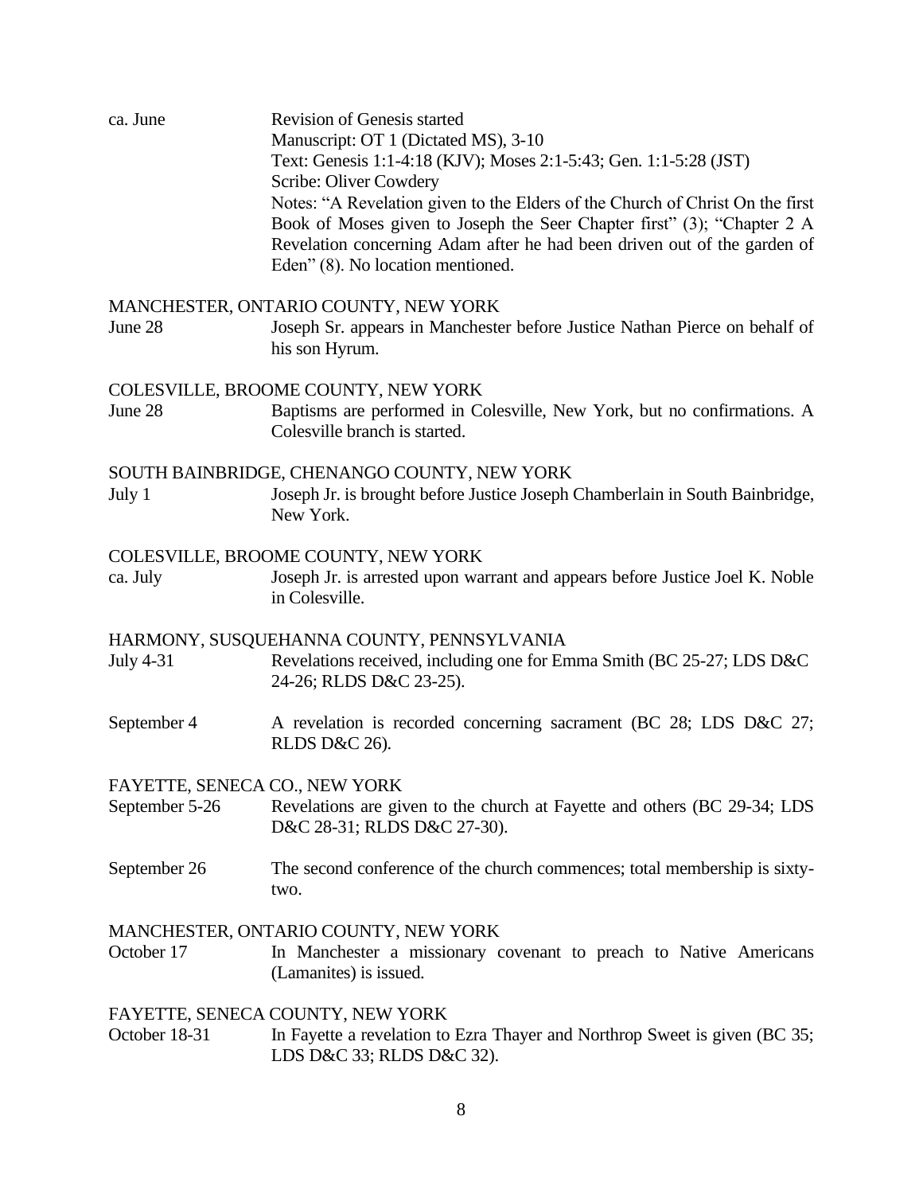| | |
|---|---|
| ca. June | Revision of Genesis started<br>Manuscript: OT 1 (Dictated MS), 3-10<br>Text: Genesis 1:1-4:18 (KJV); Moses 2:1-5:43; Gen. 1:1-5:28 (JST)<br>Scribe: Oliver Cowdery<br>Notes: "A Revelation given to the Elders of the Church of Christ On the first Book of Moses given to Joseph the Seer Chapter first" (3); "Chapter 2 A Revelation concerning Adam after he had been driven out of the garden of Eden" (8). No location mentioned. |

MANCHESTER, ONTARIO COUNTY, NEW YORK

| | |
|---|---|
| June 28 | Joseph Sr. appears in Manchester before Justice Nathan Pierce on behalf of his son Hyrum. |

COLESVILLE, BROOME COUNTY, NEW YORK

| | |
|---|---|
| June 28 | Baptisms are performed in Colesville, New York, but no confirmations. A Colesville branch is started. |

SOUTH BAINBRIDGE, CHENANGO COUNTY, NEW YORK

| | |
|---|---|
| July 1 | Joseph Jr. is brought before Justice Joseph Chamberlain in South Bainbridge, New York. |

COLESVILLE, BROOME COUNTY, NEW YORK

| | |
|---|---|
| ca. July | Joseph Jr. is arrested upon warrant and appears before Justice Joel K. Noble in Colesville. |

HARMONY, SUSQUEHANNA COUNTY, PENNSYLVANIA

| | |
|---|---|
| July 4-31 | Revelations received, including one for Emma Smith (BC 25-27; LDS D&C 24-26; RLDS D&C 23-25). |
| September 4 | A revelation is recorded concerning sacrament (BC 28; LDS D&C 27; RLDS D&C 26). |

FAYETTE, SENECA CO., NEW YORK

| | |
|---|---|
| September 5-26 | Revelations are given to the church at Fayette and others (BC 29-34; LDS D&C 28-31; RLDS D&C 27-30). |
| September 26 | The second conference of the church commences; total membership is sixty-two. |

MANCHESTER, ONTARIO COUNTY, NEW YORK

| | |
|---|---|
| October 17 | In Manchester a missionary covenant to preach to Native Americans (Lamanites) is issued. |

FAYETTE, SENECA COUNTY, NEW YORK

| | |
|---|---|
| October 18-31 | In Fayette a revelation to Ezra Thayer and Northrop Sweet is given (BC 35; LDS D&C 33; RLDS D&C 32). |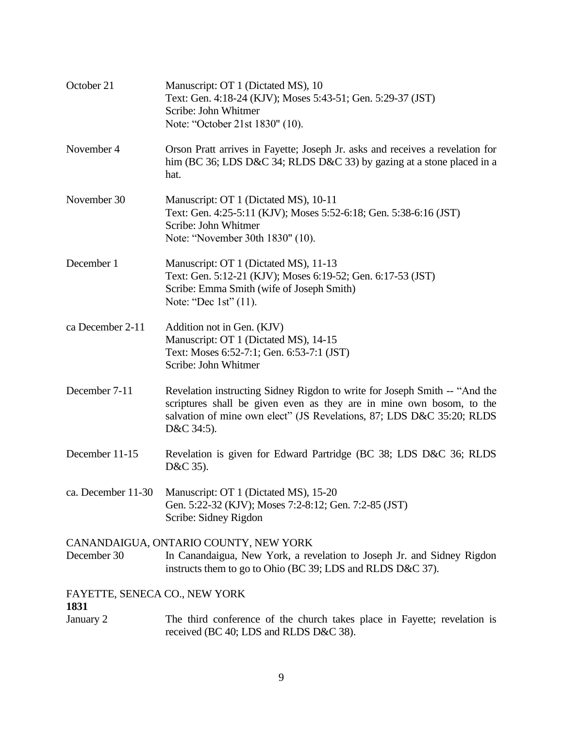| | |
|---|---|
| October 21 | Manuscript: OT 1 (Dictated MS), 10<br>Text: Gen. 4:18-24 (KJV); Moses 5:43-51; Gen. 5:29-37 (JST)<br>Scribe: John Whitmer<br>Note: "October 21st 1830" (10). |
| November 4 | Orson Pratt arrives in Fayette; Joseph Jr. asks and receives a revelation for him (BC 36; LDS D&C 34; RLDS D&C 33) by gazing at a stone placed in a hat. |
| November 30 | Manuscript: OT 1 (Dictated MS), 10-11<br>Text: Gen. 4:25-5:11 (KJV); Moses 5:52-6:18; Gen. 5:38-6:16 (JST)<br>Scribe: John Whitmer<br>Note: "November 30th 1830" (10). |
| December 1 | Manuscript: OT 1 (Dictated MS), 11-13<br>Text: Gen. 5:12-21 (KJV); Moses 6:19-52; Gen. 6:17-53 (JST)<br>Scribe: Emma Smith (wife of Joseph Smith)<br>Note: "Dec 1st" (11). |
| ca December 2-11 | Addition not in Gen. (KJV)<br>Manuscript: OT 1 (Dictated MS), 14-15<br>Text: Moses 6:52-7:1; Gen. 6:53-7:1 (JST)<br>Scribe: John Whitmer |
| December 7-11 | Revelation instructing Sidney Rigdon to write for Joseph Smith -- "And the scriptures shall be given even as they are in mine own bosom, to the salvation of mine own elect" (JS Revelations, 87; LDS D&C 35:20; RLDS D&C 34:5). |
| December 11-15 | Revelation is given for Edward Partridge (BC 38; LDS D&C 36; RLDS D&C 35). |
| ca. December 11-30 | Manuscript: OT 1 (Dictated MS), 15-20<br>Gen. 5:22-32 (KJV); Moses 7:2-8:12; Gen. 7:2-85 (JST)<br>Scribe: Sidney Rigdon |

CANANDAIGUA, ONTARIO COUNTY, NEW YORK

| | |
|---|---|
| December 30 | In Canandaigua, New York, a revelation to Joseph Jr. and Sidney Rigdon instructs them to go to Ohio (BC 39; LDS and RLDS D&C 37). |

FAYETTE, SENECA CO., NEW YORK

**1831**

| | |
|---|---|
| January 2 | The third conference of the church takes place in Fayette; revelation is received (BC 40; LDS and RLDS D&C 38). |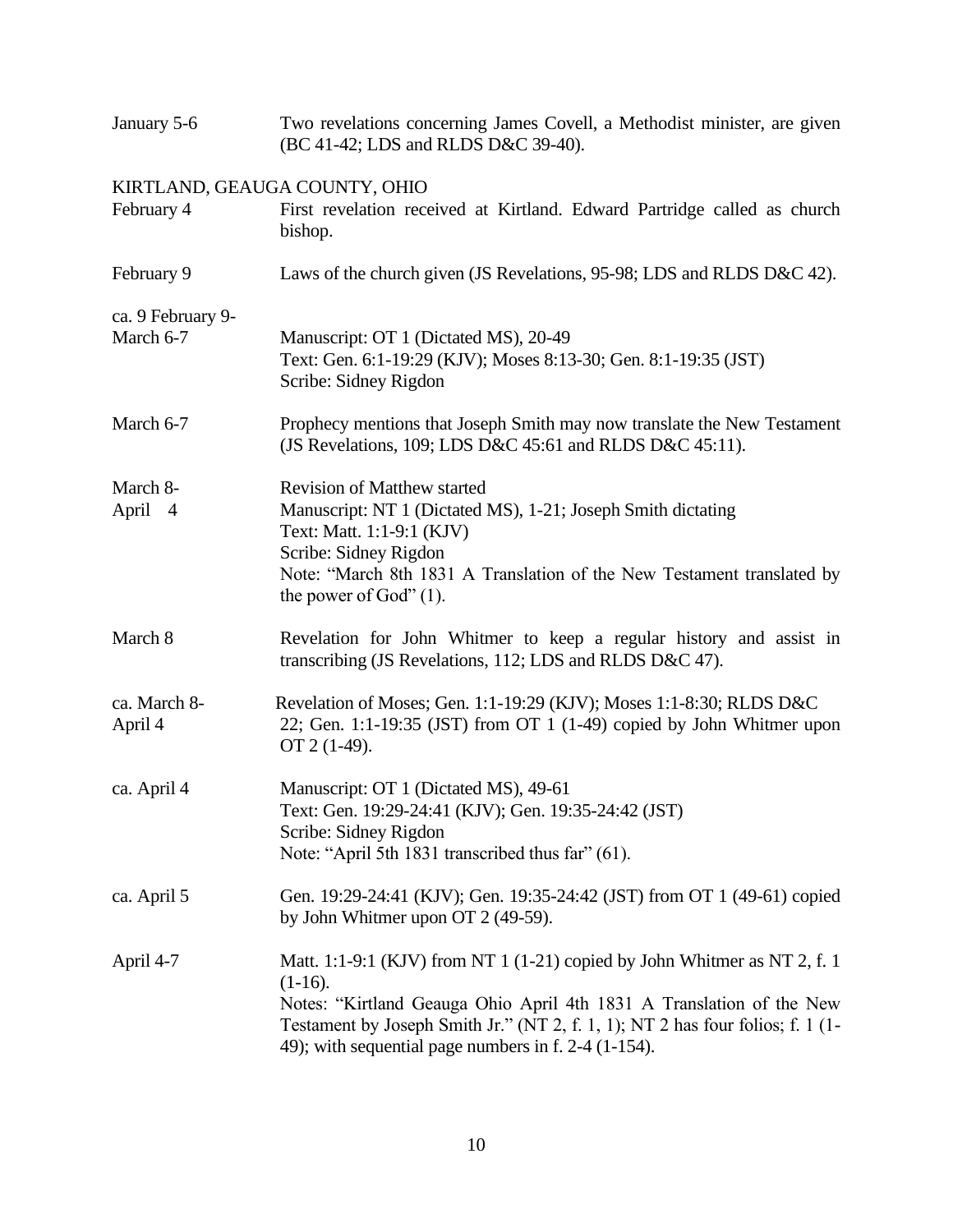| | |
|---|---|
| January 5-6 | Two revelations concerning James Covell, a Methodist minister, are given (BC 41-42; LDS and RLDS D&C 39-40). |

KIRTLAND, GEAUGA COUNTY, OHIO

| | |
|---|---|
| February 4 | First revelation received at Kirtland. Edward Partridge called as church bishop. |
| February 9 | Laws of the church given (JS Revelations, 95-98; LDS and RLDS D&C 42). |
| ca. 9 February 9-March 6-7 | Manuscript: OT 1 (Dictated MS), 20-49<br>Text: Gen. 6:1-19:29 (KJV); Moses 8:13-30; Gen. 8:1-19:35 (JST)<br>Scribe: Sidney Rigdon |
| March 6-7 | Prophecy mentions that Joseph Smith may now translate the New Testament (JS Revelations, 109; LDS D&C 45:61 and RLDS D&C 45:11). |
| March 8-April 4 | Revision of Matthew started<br>Manuscript: NT 1 (Dictated MS), 1-21; Joseph Smith dictating<br>Text: Matt. 1:1-9:1 (KJV)<br>Scribe: Sidney Rigdon<br>Note: "March 8th 1831 A Translation of the New Testament translated by the power of God" (1). |
| March 8 | Revelation for John Whitmer to keep a regular history and assist in transcribing (JS Revelations, 112; LDS and RLDS D&C 47). |
| ca. March 8-April 4 | Revelation of Moses; Gen. 1:1-19:29 (KJV); Moses 1:1-8:30; RLDS D&C 22; Gen. 1:1-19:35 (JST) from OT 1 (1-49) copied by John Whitmer upon OT 2 (1-49). |
| ca. April 4 | Manuscript: OT 1 (Dictated MS), 49-61<br>Text: Gen. 19:29-24:41 (KJV); Gen. 19:35-24:42 (JST)<br>Scribe: Sidney Rigdon<br>Note: "April 5th 1831 transcribed thus far" (61). |
| ca. April 5 | Gen. 19:29-24:41 (KJV); Gen. 19:35-24:42 (JST) from OT 1 (49-61) copied by John Whitmer upon OT 2 (49-59). |
| April 4-7 | Matt. 1:1-9:1 (KJV) from NT 1 (1-21) copied by John Whitmer as NT 2, f. 1 (1-16).<br>Notes: "Kirtland Geauga Ohio April 4th 1831 A Translation of the New Testament by Joseph Smith Jr." (NT 2, f. 1, 1); NT 2 has four folios; f. 1 (1-49); with sequential page numbers in f. 2-4 (1-154). |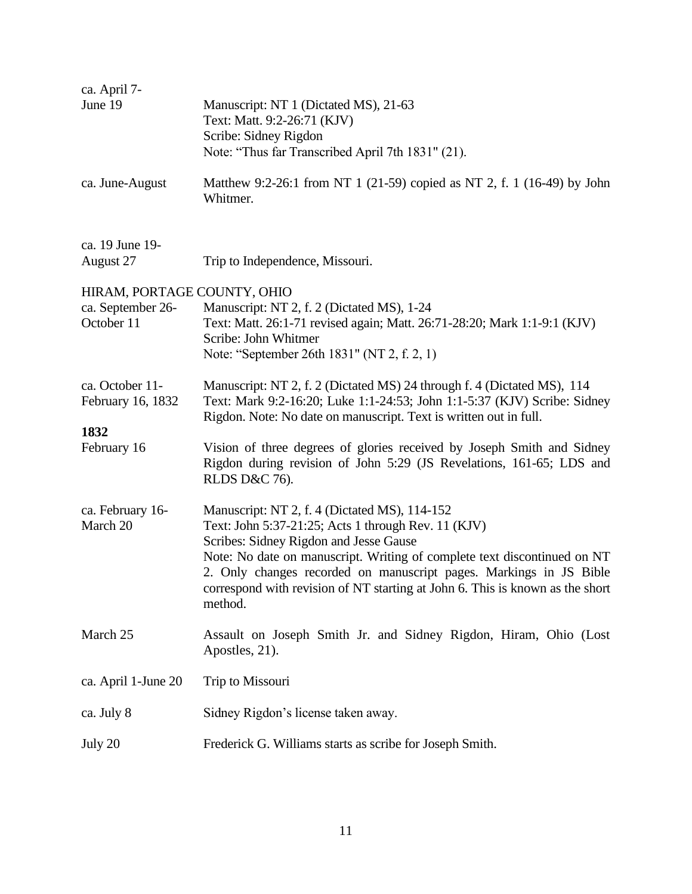| | |
|---|---|
| ca. April 7-June 19 | Manuscript: NT 1 (Dictated MS), 21-63<br>Text: Matt. 9:2-26:71 (KJV)<br>Scribe: Sidney Rigdon<br>Note: "Thus far Transcribed April 7th 1831" (21). |
| ca. June-August | Matthew 9:2-26:1 from NT 1 (21-59) copied as NT 2, f. 1 (16-49) by John Whitmer. |
| ca. 19 June 19-August 27 | Trip to Independence, Missouri. |

HIRAM, PORTAGE COUNTY, OHIO

| | |
|---|---|
| ca. September 26-October 11 | Manuscript: NT 2, f. 2 (Dictated MS), 1-24<br>Text: Matt. 26:1-71 revised again; Matt. 26:71-28:20; Mark 1:1-9:1 (KJV)<br>Scribe: John Whitmer<br>Note: "September 26th 1831" (NT 2, f. 2, 1) |
| ca. October 11-February 16, 1832 | Manuscript: NT 2, f. 2 (Dictated MS) 24 through f. 4 (Dictated MS), 114<br>Text: Mark 9:2-16:20; Luke 1:1-24:53; John 1:1-5:37 (KJV) Scribe: Sidney Rigdon. Note: No date on manuscript. Text is written out in full. |

**1832**

| | |
|---|---|
| February 16 | Vision of three degrees of glories received by Joseph Smith and Sidney Rigdon during revision of John 5:29 (JS Revelations, 161-65; LDS and RLDS D&C 76). |
| ca. February 16-March 20 | Manuscript: NT 2, f. 4 (Dictated MS), 114-152<br>Text: John 5:37-21:25; Acts 1 through Rev. 11 (KJV)<br>Scribes: Sidney Rigdon and Jesse Gause<br>Note: No date on manuscript. Writing of complete text discontinued on NT 2. Only changes recorded on manuscript pages. Markings in JS Bible correspond with revision of NT starting at John 6. This is known as the short method. |
| March 25 | Assault on Joseph Smith Jr. and Sidney Rigdon, Hiram, Ohio (Lost Apostles, 21). |
| ca. April 1-June 20 | Trip to Missouri |
| ca. July 8 | Sidney Rigdon's license taken away. |
| July 20 | Frederick G. Williams starts as scribe for Joseph Smith. |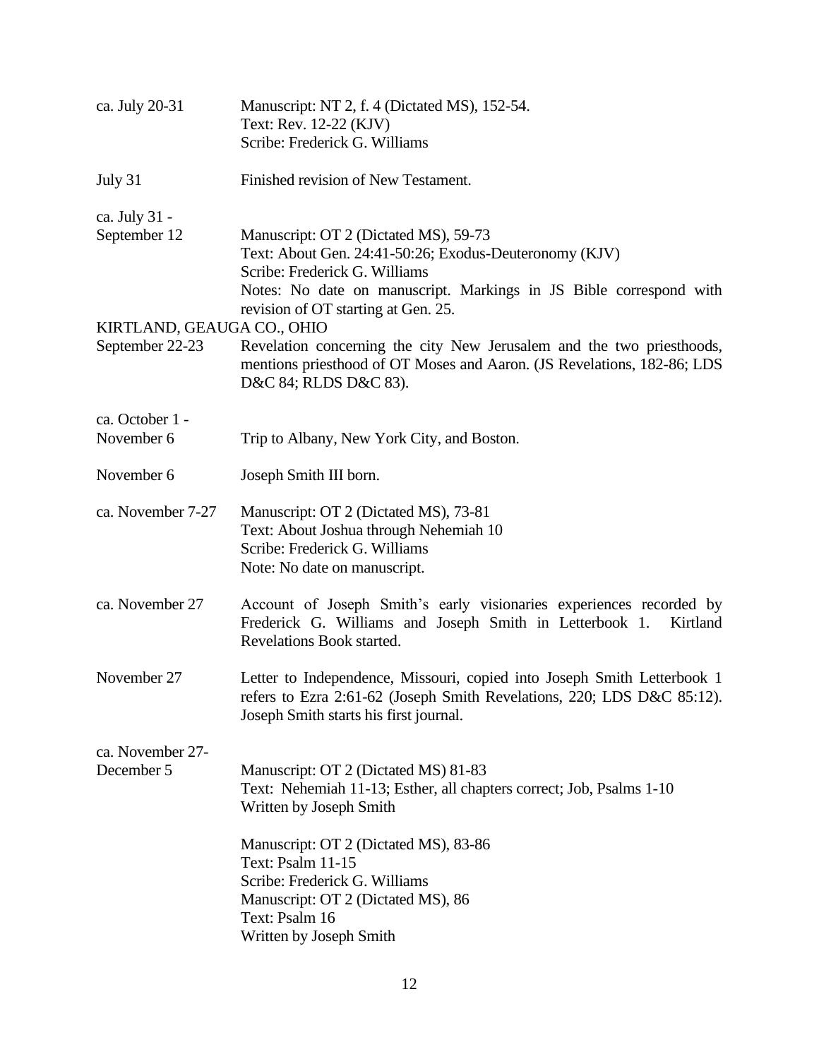| | |
|---|---|
| ca. July 20-31 | Manuscript: NT 2, f. 4 (Dictated MS), 152-54.<br>Text: Rev. 12-22 (KJV)<br>Scribe: Frederick G. Williams |
| July 31 | Finished revision of New Testament. |
| ca. July 31 - September 12 | Manuscript: OT 2 (Dictated MS), 59-73<br>Text: About Gen. 24:41-50:26; Exodus-Deuteronomy (KJV)<br>Scribe: Frederick G. Williams<br>Notes: No date on manuscript. Markings in JS Bible correspond with revision of OT starting at Gen. 25. |
| KIRTLAND, GEAUGA CO., OHIO | |
| September 22-23 | Revelation concerning the city New Jerusalem and the two priesthoods, mentions priesthood of OT Moses and Aaron. (JS Revelations, 182-86; LDS D&C 84; RLDS D&C 83). |
| ca. October 1 - November 6 | Trip to Albany, New York City, and Boston. |
| November 6 | Joseph Smith III born. |
| ca. November 7-27 | Manuscript: OT 2 (Dictated MS), 73-81<br>Text: About Joshua through Nehemiah 10<br>Scribe: Frederick G. Williams<br>Note: No date on manuscript. |
| ca. November 27 | Account of Joseph Smith's early visionaries experiences recorded by Frederick G. Williams and Joseph Smith in Letterbook 1. Kirtland Revelations Book started. |
| November 27 | Letter to Independence, Missouri, copied into Joseph Smith Letterbook 1 refers to Ezra 2:61-62 (Joseph Smith Revelations, 220; LDS D&C 85:12). Joseph Smith starts his first journal. |
| ca. November 27- December 5 | Manuscript: OT 2 (Dictated MS) 81-83<br>Text: Nehemiah 11-13; Esther, all chapters correct; Job, Psalms 1-10<br>Written by Joseph Smith<br><br>Manuscript: OT 2 (Dictated MS), 83-86<br>Text: Psalm 11-15<br>Scribe: Frederick G. Williams<br>Manuscript: OT 2 (Dictated MS), 86<br>Text: Psalm 16<br>Written by Joseph Smith |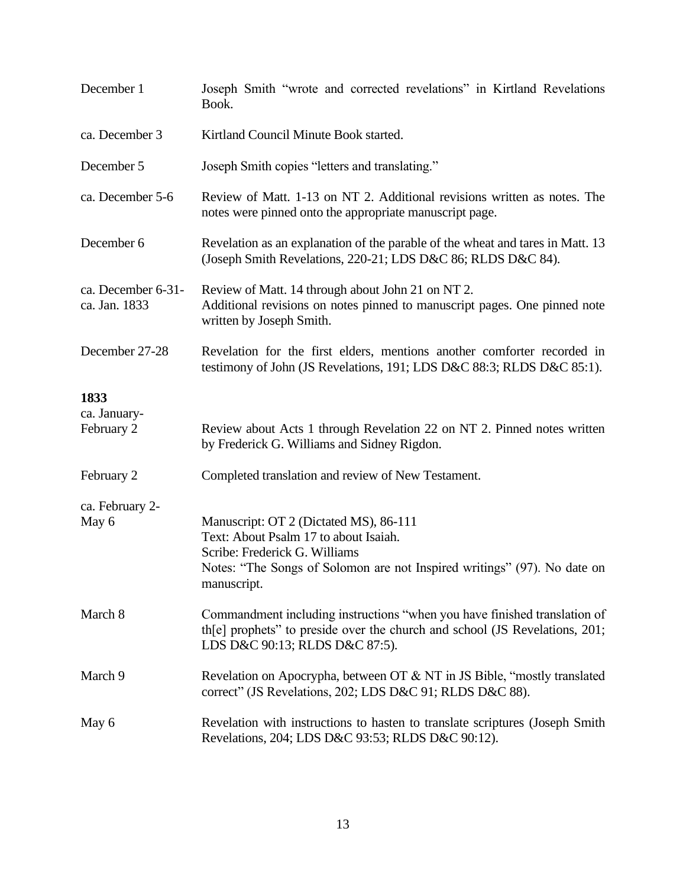| | |
|---|---|
| December 1 | Joseph Smith "wrote and corrected revelations" in Kirtland Revelations Book. |
| ca. December 3 | Kirtland Council Minute Book started. |
| December 5 | Joseph Smith copies "letters and translating." |
| ca. December 5-6 | Review of Matt. 1-13 on NT 2. Additional revisions written as notes. The notes were pinned onto the appropriate manuscript page. |
| December 6 | Revelation as an explanation of the parable of the wheat and tares in Matt. 13 (Joseph Smith Revelations, 220-21; LDS D&C 86; RLDS D&C 84). |
| ca. December 6-31-ca. Jan. 1833 | Review of Matt. 14 through about John 21 on NT 2. Additional revisions on notes pinned to manuscript pages. One pinned note written by Joseph Smith. |
| December 27-28 | Revelation for the first elders, mentions another comforter recorded in testimony of John (JS Revelations, 191; LDS D&C 88:3; RLDS D&C 85:1). |

**1833**

| | |
|---|---|
| ca. January-February 2 | Review about Acts 1 through Revelation 22 on NT 2. Pinned notes written by Frederick G. Williams and Sidney Rigdon. |
| February 2 | Completed translation and review of New Testament. |
| ca. February 2-May 6 | Manuscript: OT 2 (Dictated MS), 86-111<br>Text: About Psalm 17 to about Isaiah.<br>Scribe: Frederick G. Williams<br>Notes: "The Songs of Solomon are not Inspired writings" (97). No date on manuscript. |
| March 8 | Commandment including instructions "when you have finished translation of th[e] prophets" to preside over the church and school (JS Revelations, 201; LDS D&C 90:13; RLDS D&C 87:5). |
| March 9 | Revelation on Apocrypha, between OT & NT in JS Bible, "mostly translated correct" (JS Revelations, 202; LDS D&C 91; RLDS D&C 88). |
| May 6 | Revelation with instructions to hasten to translate scriptures (Joseph Smith Revelations, 204; LDS D&C 93:53; RLDS D&C 90:12). |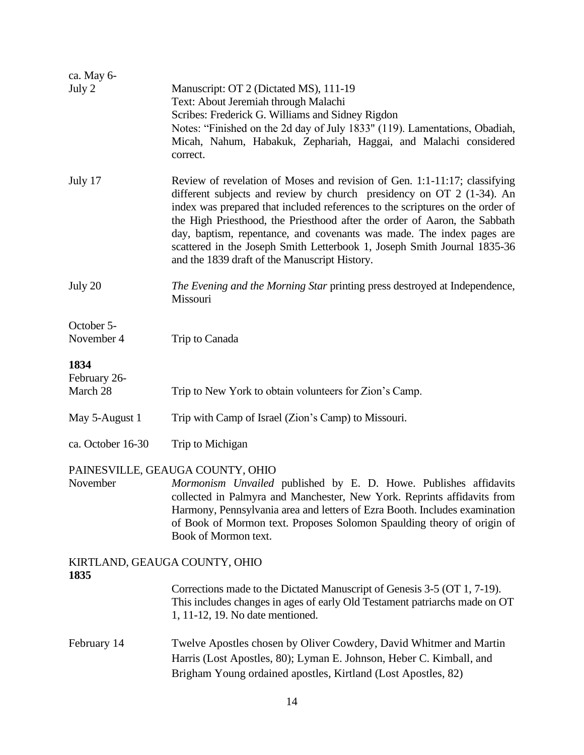ca. May 6-
July 2 — Manuscript: OT 2 (Dictated MS), 111-19
Text: About Jeremiah through Malachi
Scribes: Frederick G. Williams and Sidney Rigdon
Notes: "Finished on the 2d day of July 1833" (119). Lamentations, Obadiah, Micah, Nahum, Habakuk, Zephariah, Haggai, and Malachi considered correct.

July 17 — Review of revelation of Moses and revision of Gen. 1:1-11:17; classifying different subjects and review by church presidency on OT 2 (1-34). An index was prepared that included references to the scriptures on the order of the High Priesthood, the Priesthood after the order of Aaron, the Sabbath day, baptism, repentance, and covenants was made. The index pages are scattered in the Joseph Smith Letterbook 1, Joseph Smith Journal 1835-36 and the 1839 draft of the Manuscript History.

July 20 — *The Evening and the Morning Star* printing press destroyed at Independence, Missouri

October 5-
November 4 — Trip to Canada

**1834**

February 26-
March 28 — Trip to New York to obtain volunteers for Zion's Camp.

May 5-August 1 — Trip with Camp of Israel (Zion's Camp) to Missouri.

ca. October 16-30 — Trip to Michigan

PAINESVILLE, GEAUGA COUNTY, OHIO

November — *Mormonism Unvailed* published by E. D. Howe. Publishes affidavits collected in Palmyra and Manchester, New York. Reprints affidavits from Harmony, Pennsylvania area and letters of Ezra Booth. Includes examination of Book of Mormon text. Proposes Solomon Spaulding theory of origin of Book of Mormon text.

KIRTLAND, GEAUGA COUNTY, OHIO

**1835**

Corrections made to the Dictated Manuscript of Genesis 3-5 (OT 1, 7-19). This includes changes in ages of early Old Testament patriarchs made on OT 1, 11-12, 19. No date mentioned.

February 14 — Twelve Apostles chosen by Oliver Cowdery, David Whitmer and Martin Harris (Lost Apostles, 80); Lyman E. Johnson, Heber C. Kimball, and Brigham Young ordained apostles, Kirtland (Lost Apostles, 82)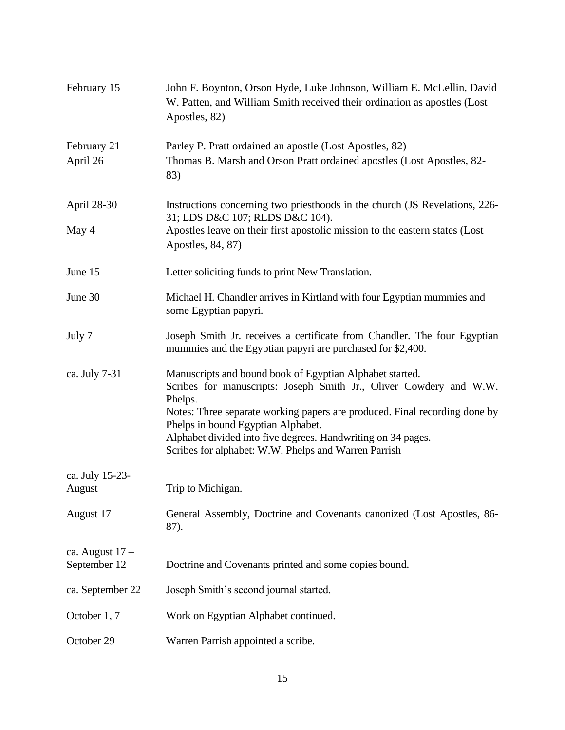| | |
|---|---|
| February 15 | John F. Boynton, Orson Hyde, Luke Johnson, William E. McLellin, David W. Patten, and William Smith received their ordination as apostles (Lost Apostles, 82) |
| February 21 | Parley P. Pratt ordained an apostle (Lost Apostles, 82) |
| April 26 | Thomas B. Marsh and Orson Pratt ordained apostles (Lost Apostles, 82-83) |
| April 28-30 | Instructions concerning two priesthoods in the church (JS Revelations, 226-31; LDS D&C 107; RLDS D&C 104). |
| May 4 | Apostles leave on their first apostolic mission to the eastern states (Lost Apostles, 84, 87) |
| June 15 | Letter soliciting funds to print New Translation. |
| June 30 | Michael H. Chandler arrives in Kirtland with four Egyptian mummies and some Egyptian papyri. |
| July 7 | Joseph Smith Jr. receives a certificate from Chandler. The four Egyptian mummies and the Egyptian papyri are purchased for $2,400. |
| ca. July 7-31 | Manuscripts and bound book of Egyptian Alphabet started.<br>Scribes for manuscripts: Joseph Smith Jr., Oliver Cowdery and W.W. Phelps.<br>Notes: Three separate working papers are produced. Final recording done by Phelps in bound Egyptian Alphabet.<br>Alphabet divided into five degrees. Handwriting on 34 pages.<br>Scribes for alphabet: W.W. Phelps and Warren Parrish |
| ca. July 15-23-August | Trip to Michigan. |
| August 17 | General Assembly, Doctrine and Covenants canonized (Lost Apostles, 86-87). |
| ca. August 17 – September 12 | Doctrine and Covenants printed and some copies bound. |
| ca. September 22 | Joseph Smith's second journal started. |
| October 1, 7 | Work on Egyptian Alphabet continued. |
| October 29 | Warren Parrish appointed a scribe. |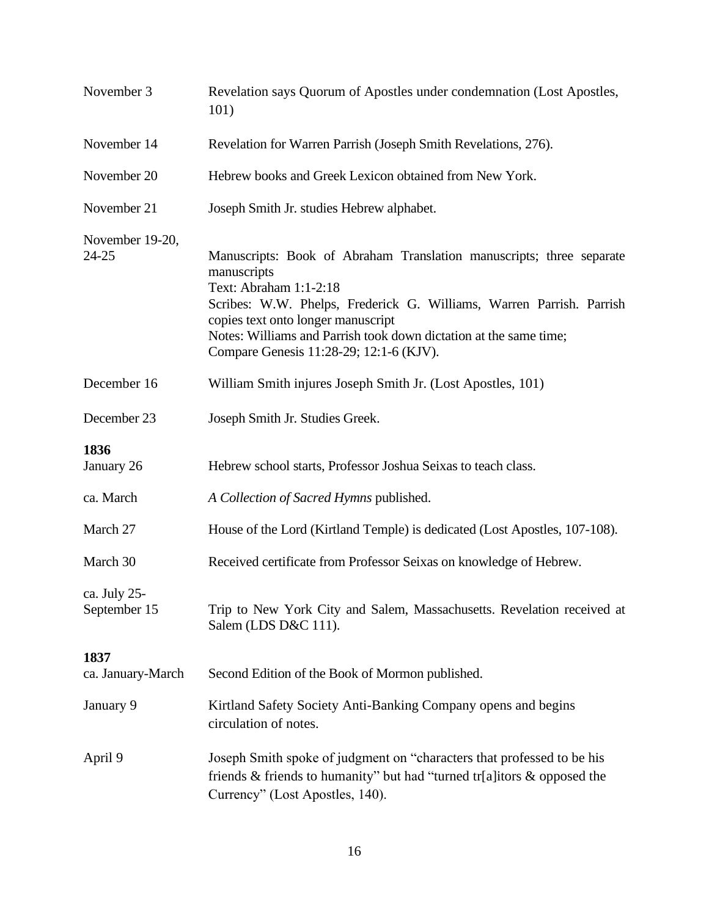| | |
|---|---|
| November 3 | Revelation says Quorum of Apostles under condemnation (Lost Apostles, 101) |
| November 14 | Revelation for Warren Parrish (Joseph Smith Revelations, 276). |
| November 20 | Hebrew books and Greek Lexicon obtained from New York. |
| November 21 | Joseph Smith Jr. studies Hebrew alphabet. |
| November 19-20, 24-25 | Manuscripts: Book of Abraham Translation manuscripts; three separate manuscripts<br>Text: Abraham 1:1-2:18<br>Scribes: W.W. Phelps, Frederick G. Williams, Warren Parrish. Parrish copies text onto longer manuscript<br>Notes: Williams and Parrish took down dictation at the same time; Compare Genesis 11:28-29; 12:1-6 (KJV). |
| December 16 | William Smith injures Joseph Smith Jr. (Lost Apostles, 101) |
| December 23 | Joseph Smith Jr. Studies Greek. |
| **1836** | |
| January 26 | Hebrew school starts, Professor Joshua Seixas to teach class. |
| ca. March | *A Collection of Sacred Hymns* published. |
| March 27 | House of the Lord (Kirtland Temple) is dedicated (Lost Apostles, 107-108). |
| March 30 | Received certificate from Professor Seixas on knowledge of Hebrew. |
| ca. July 25-September 15 | Trip to New York City and Salem, Massachusetts. Revelation received at Salem (LDS D&C 111). |
| **1837** | |
| ca. January-March | Second Edition of the Book of Mormon published. |
| January 9 | Kirtland Safety Society Anti-Banking Company opens and begins circulation of notes. |
| April 9 | Joseph Smith spoke of judgment on "characters that professed to be his friends & friends to humanity" but had "turned tr[a]itors & opposed the Currency" (Lost Apostles, 140). |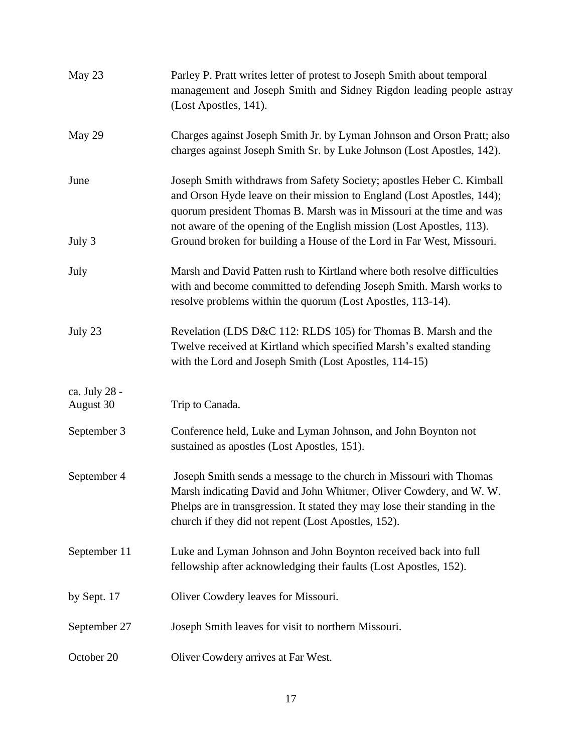| | |
|---|---|
| May 23 | Parley P. Pratt writes letter of protest to Joseph Smith about temporal management and Joseph Smith and Sidney Rigdon leading people astray (Lost Apostles, 141). |
| May 29 | Charges against Joseph Smith Jr. by Lyman Johnson and Orson Pratt; also charges against Joseph Smith Sr. by Luke Johnson (Lost Apostles, 142). |
| June | Joseph Smith withdraws from Safety Society; apostles Heber C. Kimball and Orson Hyde leave on their mission to England (Lost Apostles, 144); quorum president Thomas B. Marsh was in Missouri at the time and was not aware of the opening of the English mission (Lost Apostles, 113). |
| July 3 | Ground broken for building a House of the Lord in Far West, Missouri. |
| July | Marsh and David Patten rush to Kirtland where both resolve difficulties with and become committed to defending Joseph Smith. Marsh works to resolve problems within the quorum (Lost Apostles, 113-14). |
| July 23 | Revelation (LDS D&C 112: RLDS 105) for Thomas B. Marsh and the Twelve received at Kirtland which specified Marsh's exalted standing with the Lord and Joseph Smith (Lost Apostles, 114-15) |
| ca. July 28 - August 30 | Trip to Canada. |
| September 3 | Conference held, Luke and Lyman Johnson, and John Boynton not sustained as apostles (Lost Apostles, 151). |
| September 4 | Joseph Smith sends a message to the church in Missouri with Thomas Marsh indicating David and John Whitmer, Oliver Cowdery, and W. W. Phelps are in transgression. It stated they may lose their standing in the church if they did not repent (Lost Apostles, 152). |
| September 11 | Luke and Lyman Johnson and John Boynton received back into full fellowship after acknowledging their faults (Lost Apostles, 152). |
| by Sept. 17 | Oliver Cowdery leaves for Missouri. |
| September 27 | Joseph Smith leaves for visit to northern Missouri. |
| October 20 | Oliver Cowdery arrives at Far West. |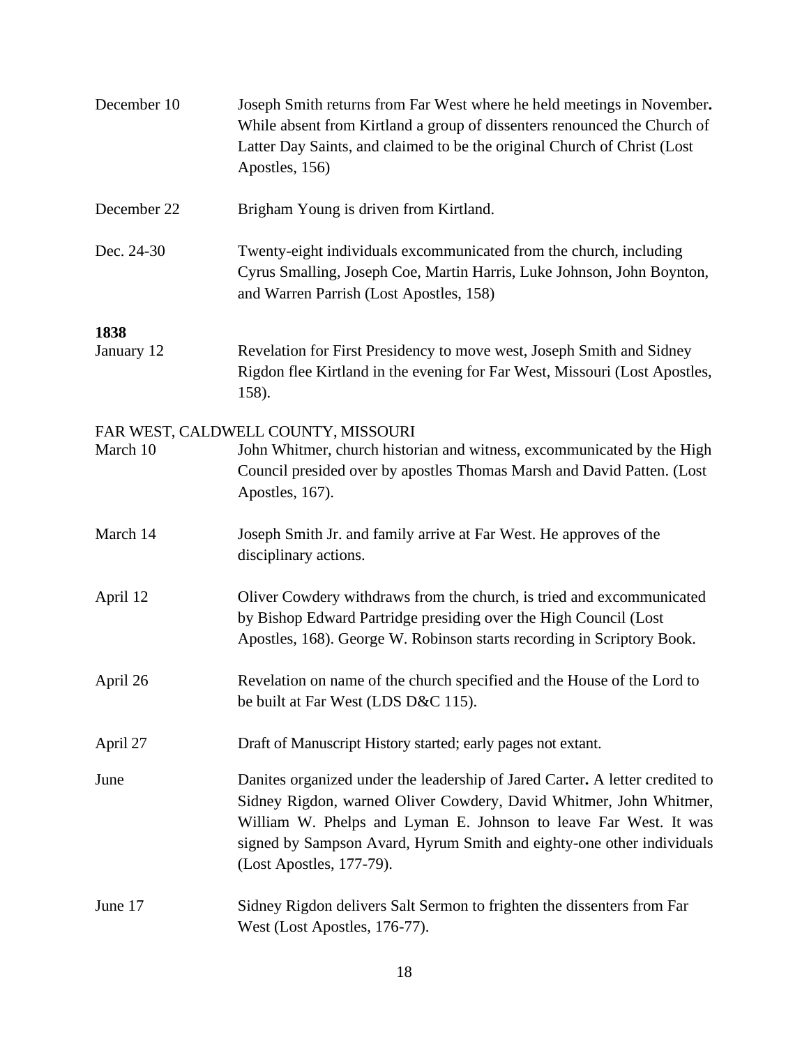| | |
|---|---|
| December 10 | Joseph Smith returns from Far West where he held meetings in November**.** While absent from Kirtland a group of dissenters renounced the Church of Latter Day Saints, and claimed to be the original Church of Christ (Lost Apostles, 156) |
| December 22 | Brigham Young is driven from Kirtland. |
| Dec. 24-30 | Twenty-eight individuals excommunicated from the church, including Cyrus Smalling, Joseph Coe, Martin Harris, Luke Johnson, John Boynton, and Warren Parrish (Lost Apostles, 158) |

**1838**

| | |
|---|---|
| January 12 | Revelation for First Presidency to move west, Joseph Smith and Sidney Rigdon flee Kirtland in the evening for Far West, Missouri (Lost Apostles, 158). |

FAR WEST, CALDWELL COUNTY, MISSOURI

| | |
|---|---|
| March 10 | John Whitmer, church historian and witness, excommunicated by the High Council presided over by apostles Thomas Marsh and David Patten. (Lost Apostles, 167). |
| March 14 | Joseph Smith Jr. and family arrive at Far West. He approves of the disciplinary actions. |
| April 12 | Oliver Cowdery withdraws from the church, is tried and excommunicated by Bishop Edward Partridge presiding over the High Council (Lost Apostles, 168). George W. Robinson starts recording in Scriptory Book. |
| April 26 | Revelation on name of the church specified and the House of the Lord to be built at Far West (LDS D&C 115). |
| April 27 | Draft of Manuscript History started; early pages not extant. |
| June | Danites organized under the leadership of Jared Carter**.** A letter credited to Sidney Rigdon, warned Oliver Cowdery, David Whitmer, John Whitmer, William W. Phelps and Lyman E. Johnson to leave Far West. It was signed by Sampson Avard, Hyrum Smith and eighty-one other individuals (Lost Apostles, 177-79). |
| June 17 | Sidney Rigdon delivers Salt Sermon to frighten the dissenters from Far West (Lost Apostles, 176-77). |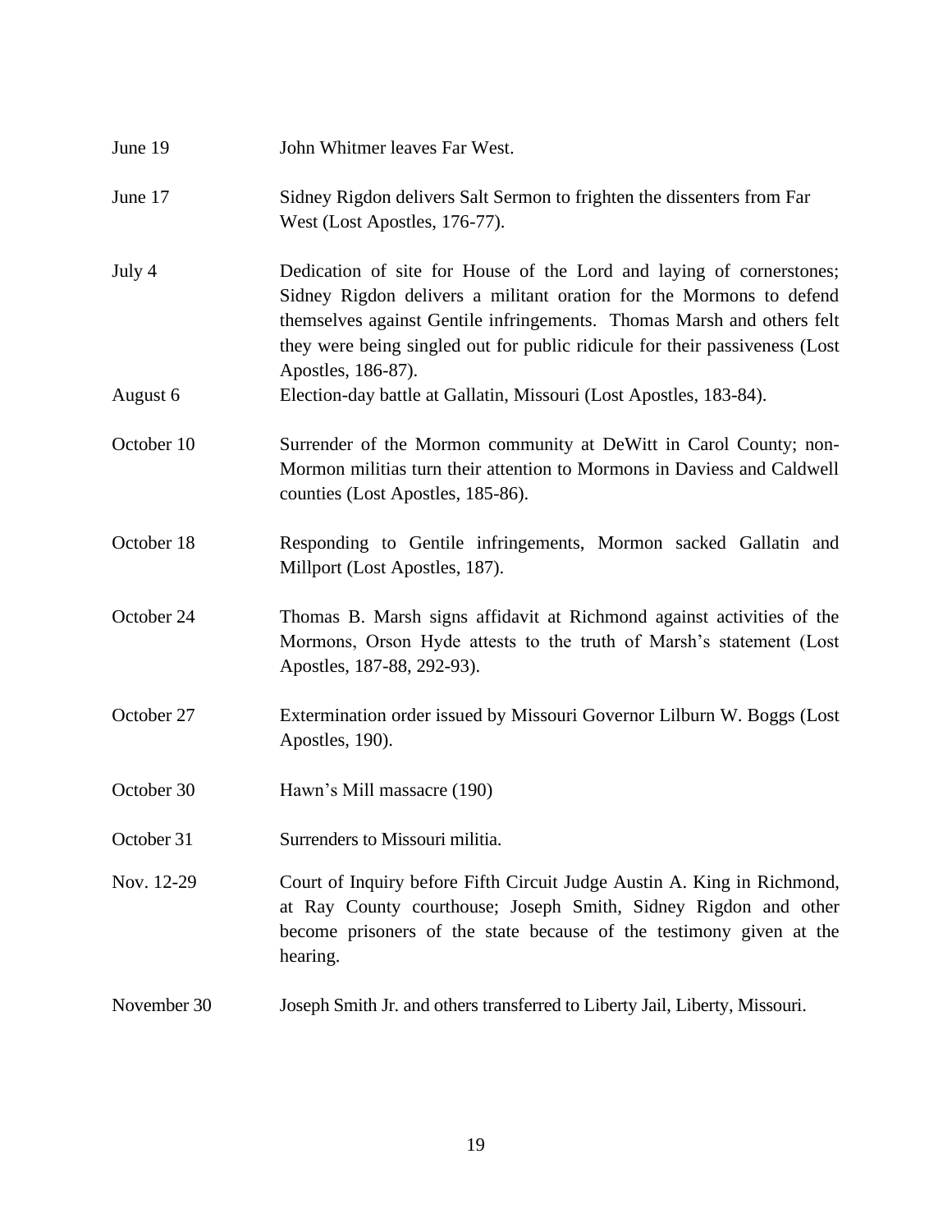| | |
|---|---|
| June 19 | John Whitmer leaves Far West. |
| June 17 | Sidney Rigdon delivers Salt Sermon to frighten the dissenters from Far West (Lost Apostles, 176-77). |
| July 4 | Dedication of site for House of the Lord and laying of cornerstones; Sidney Rigdon delivers a militant oration for the Mormons to defend themselves against Gentile infringements. Thomas Marsh and others felt they were being singled out for public ridicule for their passiveness (Lost Apostles, 186-87). |
| August 6 | Election-day battle at Gallatin, Missouri (Lost Apostles, 183-84). |
| October 10 | Surrender of the Mormon community at DeWitt in Carol County; non-Mormon militias turn their attention to Mormons in Daviess and Caldwell counties (Lost Apostles, 185-86). |
| October 18 | Responding to Gentile infringements, Mormon sacked Gallatin and Millport (Lost Apostles, 187). |
| October 24 | Thomas B. Marsh signs affidavit at Richmond against activities of the Mormons, Orson Hyde attests to the truth of Marsh's statement (Lost Apostles, 187-88, 292-93). |
| October 27 | Extermination order issued by Missouri Governor Lilburn W. Boggs (Lost Apostles, 190). |
| October 30 | Hawn's Mill massacre (190) |
| October 31 | Surrenders to Missouri militia. |
| Nov. 12-29 | Court of Inquiry before Fifth Circuit Judge Austin A. King in Richmond, at Ray County courthouse; Joseph Smith, Sidney Rigdon and other become prisoners of the state because of the testimony given at the hearing. |
| November 30 | Joseph Smith Jr. and others transferred to Liberty Jail, Liberty, Missouri. |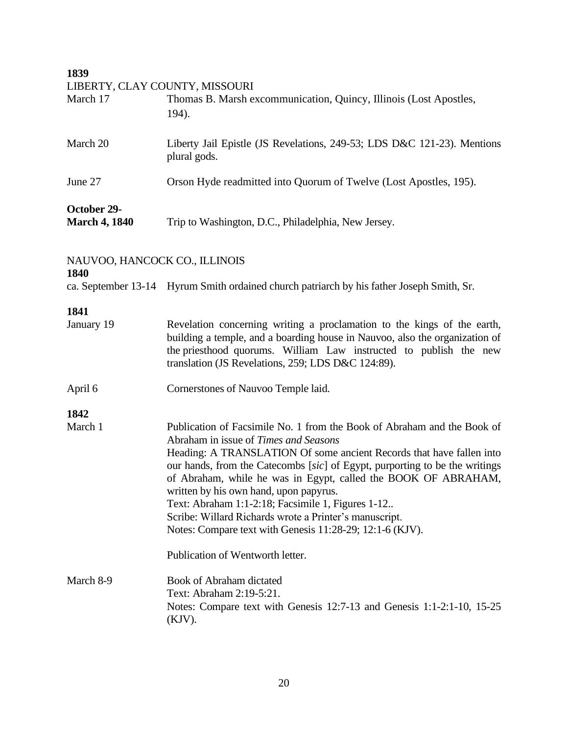**1839**

LIBERTY, CLAY COUNTY, MISSOURI

| | |
|---|---|
| March 17 | Thomas B. Marsh excommunication, Quincy, Illinois (Lost Apostles, 194). |
| March 20 | Liberty Jail Epistle (JS Revelations, 249-53; LDS D&C 121-23). Mentions plural gods. |
| June 27 | Orson Hyde readmitted into Quorum of Twelve (Lost Apostles, 195). |
| **October 29-March 4, 1840** | Trip to Washington, D.C., Philadelphia, New Jersey. |

NAUVOO, HANCOCK CO., ILLINOIS

**1840**

| | |
|---|---|
| ca. September 13-14 | Hyrum Smith ordained church patriarch by his father Joseph Smith, Sr. |

**1841**

| | |
|---|---|
| January 19 | Revelation concerning writing a proclamation to the kings of the earth, building a temple, and a boarding house in Nauvoo, also the organization of the priesthood quorums. William Law instructed to publish the new translation (JS Revelations, 259; LDS D&C 124:89). |
| April 6 | Cornerstones of Nauvoo Temple laid. |

**1842**

| | |
|---|---|
| March 1 | Publication of Facsimile No. 1 from the Book of Abraham and the Book of Abraham in issue of *Times and Seasons*<br>Heading: A TRANSLATION Of some ancient Records that have fallen into our hands, from the Catecombs [*sic*] of Egypt, purporting to be the writings of Abraham, while he was in Egypt, called the BOOK OF ABRAHAM, written by his own hand, upon papyrus.<br>Text: Abraham 1:1-2:18; Facsimile 1, Figures 1-12..<br>Scribe: Willard Richards wrote a Printer's manuscript.<br>Notes: Compare text with Genesis 11:28-29; 12:1-6 (KJV).<br><br>Publication of Wentworth letter. |
| March 8-9 | Book of Abraham dictated<br>Text: Abraham 2:19-5:21.<br>Notes: Compare text with Genesis 12:7-13 and Genesis 1:1-2:1-10, 15-25 (KJV). |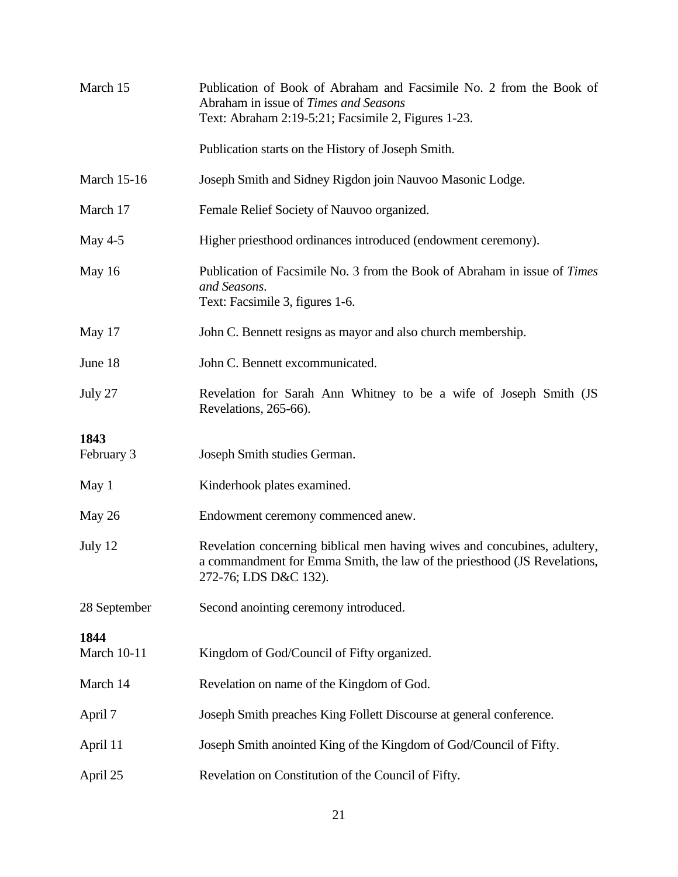| | |
|---|---|
| March 15 | Publication of Book of Abraham and Facsimile No. 2 from the Book of Abraham in issue of *Times and Seasons*<br>Text: Abraham 2:19-5:21; Facsimile 2, Figures 1-23.<br><br>Publication starts on the History of Joseph Smith. |
| March 15-16 | Joseph Smith and Sidney Rigdon join Nauvoo Masonic Lodge. |
| March 17 | Female Relief Society of Nauvoo organized. |
| May 4-5 | Higher priesthood ordinances introduced (endowment ceremony). |
| May 16 | Publication of Facsimile No. 3 from the Book of Abraham in issue of *Times and Seasons*.<br>Text: Facsimile 3, figures 1-6. |
| May 17 | John C. Bennett resigns as mayor and also church membership. |
| June 18 | John C. Bennett excommunicated. |
| July 27 | Revelation for Sarah Ann Whitney to be a wife of Joseph Smith (JS Revelations, 265-66). |

**1843**

| | |
|---|---|
| February 3 | Joseph Smith studies German. |
| May 1 | Kinderhook plates examined. |
| May 26 | Endowment ceremony commenced anew. |
| July 12 | Revelation concerning biblical men having wives and concubines, adultery, a commandment for Emma Smith, the law of the priesthood (JS Revelations, 272-76; LDS D&C 132). |
| 28 September | Second anointing ceremony introduced. |

**1844**

| | |
|---|---|
| March 10-11 | Kingdom of God/Council of Fifty organized. |
| March 14 | Revelation on name of the Kingdom of God. |
| April 7 | Joseph Smith preaches King Follett Discourse at general conference. |
| April 11 | Joseph Smith anointed King of the Kingdom of God/Council of Fifty. |
| April 25 | Revelation on Constitution of the Council of Fifty. |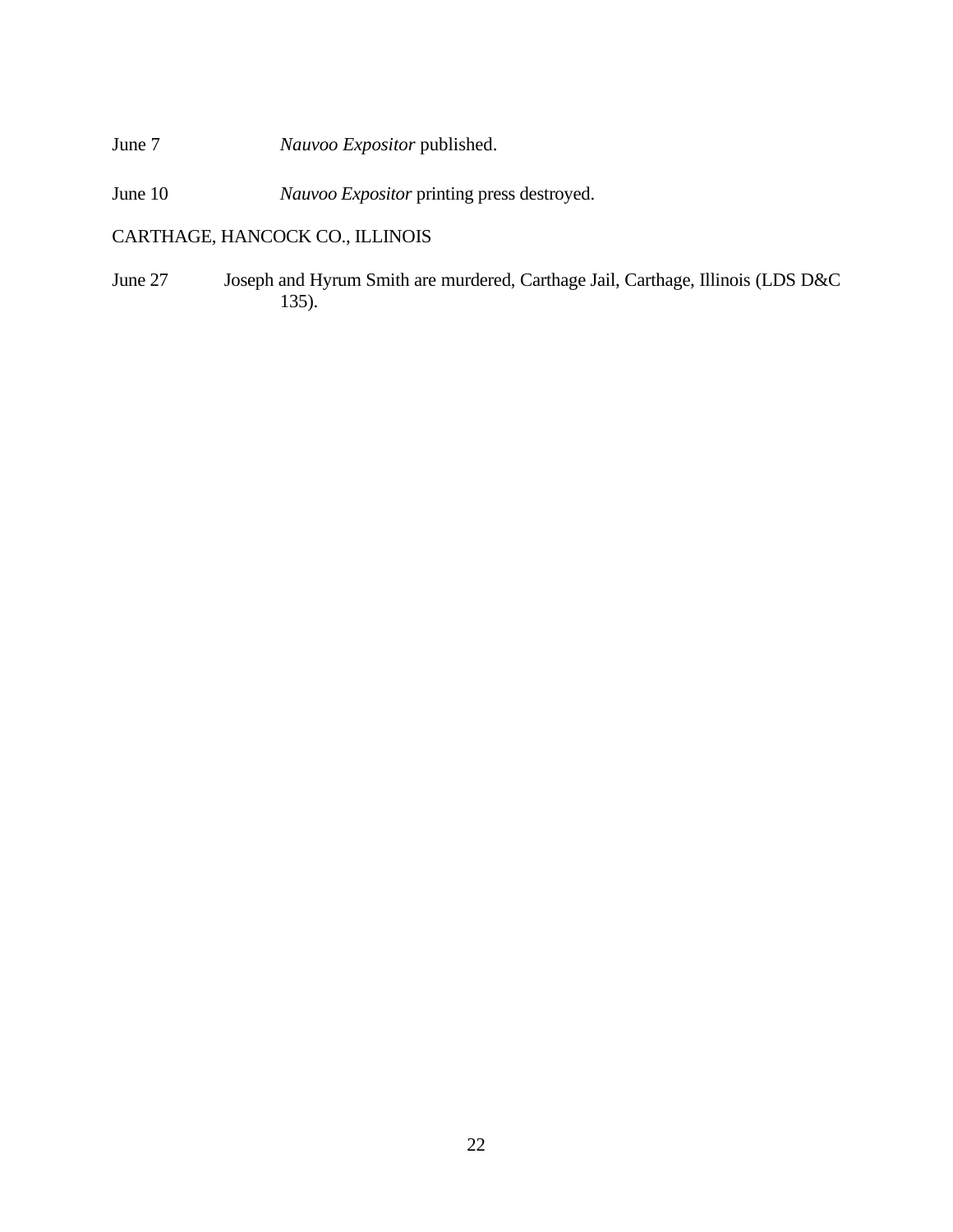June 7 *Nauvoo Expositor* published.

June 10 *Nauvoo Expositor* printing press destroyed.

CARTHAGE, HANCOCK CO., ILLINOIS

June 27 Joseph and Hyrum Smith are murdered, Carthage Jail, Carthage, Illinois (LDS D&C 135).